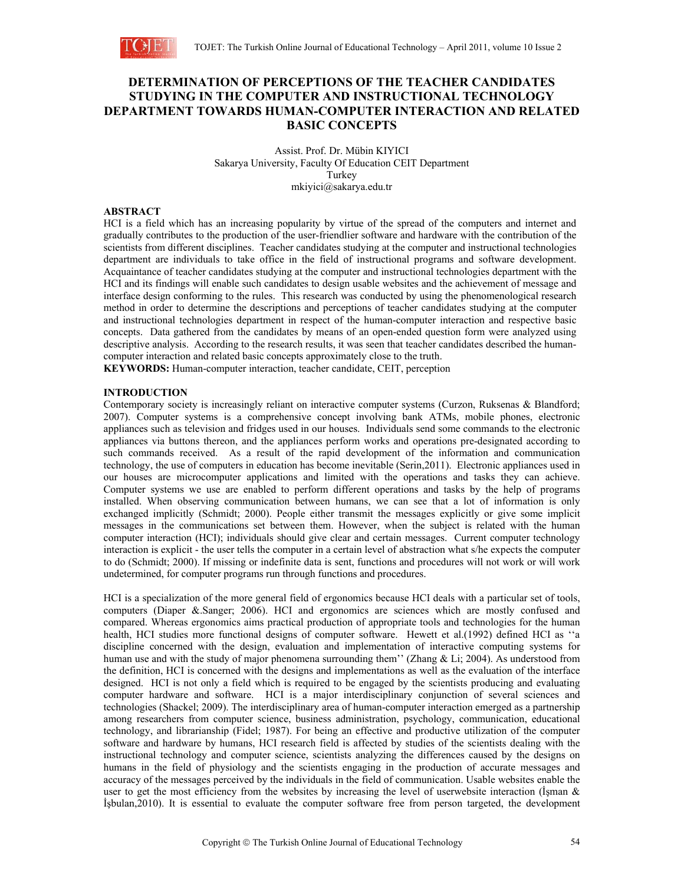# DETERMINATION OF PERCEPTIONS OF THE TEACHER CANDIDATES STUDYING IN THE COMPUTER AND INSTRUCTIONAL TECHNOLOGY DEPARTMENT TOWARDS HUMAN-COMPUTER INTERACTION AND RELATED BASIC CONCEPTS

Assist. Prof. Dr. Mübin KIYICI
Sakarya University, Faculty Of Education CEIT Department
Turkey
mkiyici@sakarya.edu.tr

## ABSTRACT

HCI is a field which has an increasing popularity by virtue of the spread of the computers and internet and gradually contributes to the production of the user-friendlier software and hardware with the contribution of the scientists from different disciplines. Teacher candidates studying at the computer and instructional technologies department are individuals to take office in the field of instructional programs and software development. Acquaintance of teacher candidates studying at the computer and instructional technologies department with the HCI and its findings will enable such candidates to design usable websites and the achievement of message and interface design conforming to the rules. This research was conducted by using the phenomenological research method in order to determine the descriptions and perceptions of teacher candidates studying at the computer and instructional technologies department in respect of the human-computer interaction and respective basic concepts. Data gathered from the candidates by means of an open-ended question form were analyzed using descriptive analysis. According to the research results, it was seen that teacher candidates described the human-computer interaction and related basic concepts approximately close to the truth.

**KEYWORDS:** Human-computer interaction, teacher candidate, CEIT, perception

## INTRODUCTION

Contemporary society is increasingly reliant on interactive computer systems (Curzon, Ruksenas & Blandford; 2007). Computer systems is a comprehensive concept involving bank ATMs, mobile phones, electronic appliances such as television and fridges used in our houses. Individuals send some commands to the electronic appliances via buttons thereon, and the appliances perform works and operations pre-designated according to such commands received. As a result of the rapid development of the information and communication technology, the use of computers in education has become inevitable (Serin,2011). Electronic appliances used in our houses are microcomputer applications and limited with the operations and tasks they can achieve. Computer systems we use are enabled to perform different operations and tasks by the help of programs installed. When observing communication between humans, we can see that a lot of information is only exchanged implicitly (Schmidt; 2000). People either transmit the messages explicitly or give some implicit messages in the communications set between them. However, when the subject is related with the human computer interaction (HCI); individuals should give clear and certain messages. Current computer technology interaction is explicit - the user tells the computer in a certain level of abstraction what s/he expects the computer to do (Schmidt; 2000). If missing or indefinite data is sent, functions and procedures will not work or will work undetermined, for computer programs run through functions and procedures.

HCI is a specialization of the more general field of ergonomics because HCI deals with a particular set of tools, computers (Diaper &.Sanger; 2006). HCI and ergonomics are sciences which are mostly confused and compared. Whereas ergonomics aims practical production of appropriate tools and technologies for the human health, HCI studies more functional designs of computer software. Hewett et al.(1992) defined HCI as ''a discipline concerned with the design, evaluation and implementation of interactive computing systems for human use and with the study of major phenomena surrounding them'' (Zhang & Li; 2004). As understood from the definition, HCI is concerned with the designs and implementations as well as the evaluation of the interface designed. HCI is not only a field which is required to be engaged by the scientists producing and evaluating computer hardware and software. HCI is a major interdisciplinary conjunction of several sciences and technologies (Shackel; 2009). The interdisciplinary area of human-computer interaction emerged as a partnership among researchers from computer science, business administration, psychology, communication, educational technology, and librarianship (Fidel; 1987). For being an effective and productive utilization of the computer software and hardware by humans, HCI research field is affected by studies of the scientists dealing with the instructional technology and computer science, scientists analyzing the differences caused by the designs on humans in the field of physiology and the scientists engaging in the production of accurate messages and accuracy of the messages perceived by the individuals in the field of communication. Usable websites enable the user to get the most efficiency from the websites by increasing the level of userwebsite interaction (İşman & İşbulan,2010). It is essential to evaluate the computer software free from person targeted, the development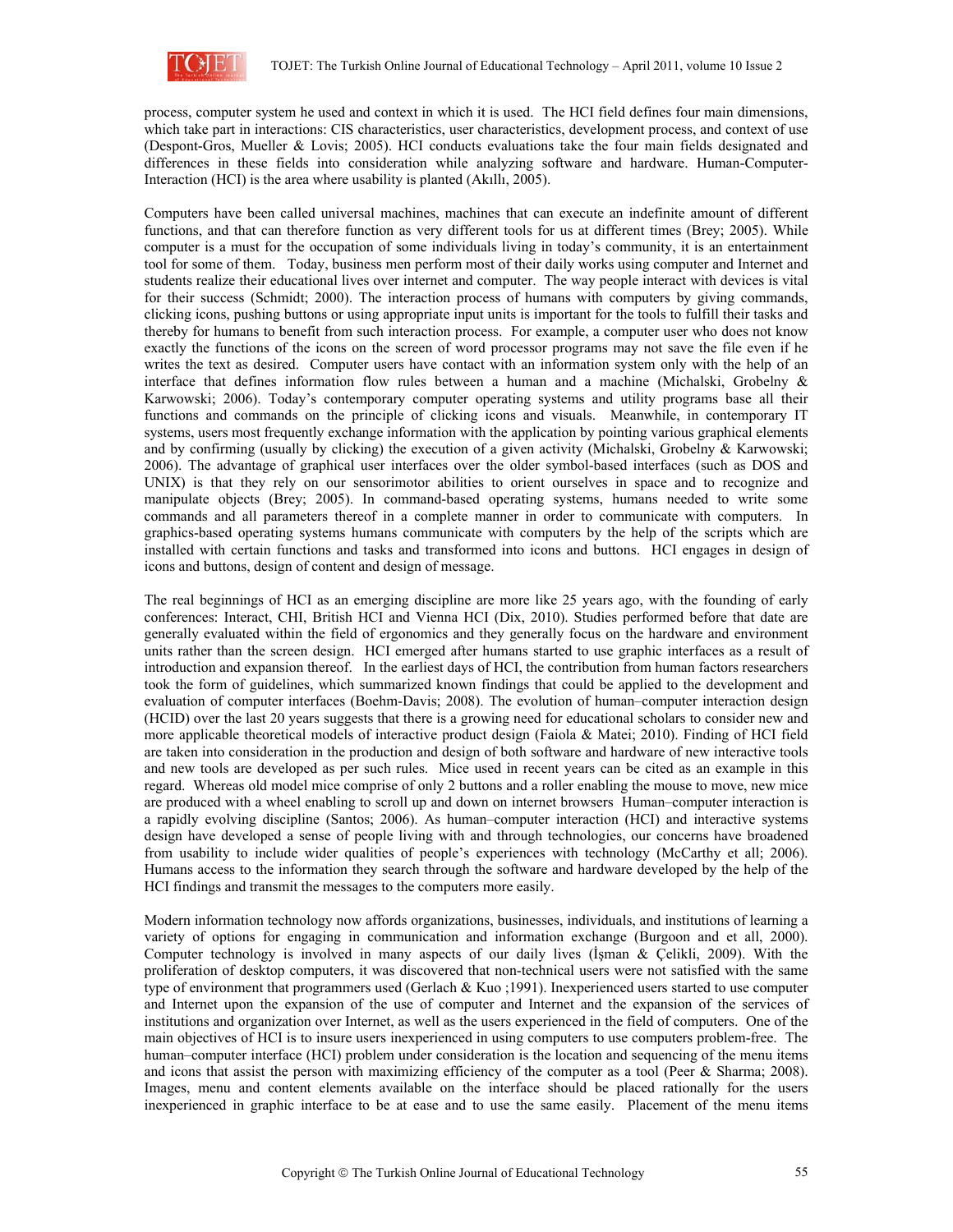process, computer system he used and context in which it is used. The HCI field defines four main dimensions, which take part in interactions: CIS characteristics, user characteristics, development process, and context of use (Despont-Gros, Mueller & Lovis; 2005). HCI conducts evaluations take the four main fields designated and differences in these fields into consideration while analyzing software and hardware. Human-Computer-Interaction (HCI) is the area where usability is planted (Akıllı, 2005).

Computers have been called universal machines, machines that can execute an indefinite amount of different functions, and that can therefore function as very different tools for us at different times (Brey; 2005). While computer is a must for the occupation of some individuals living in today's community, it is an entertainment tool for some of them. Today, business men perform most of their daily works using computer and Internet and students realize their educational lives over internet and computer. The way people interact with devices is vital for their success (Schmidt; 2000). The interaction process of humans with computers by giving commands, clicking icons, pushing buttons or using appropriate input units is important for the tools to fulfill their tasks and thereby for humans to benefit from such interaction process. For example, a computer user who does not know exactly the functions of the icons on the screen of word processor programs may not save the file even if he writes the text as desired. Computer users have contact with an information system only with the help of an interface that defines information flow rules between a human and a machine (Michalski, Grobelny & Karwowski; 2006). Today's contemporary computer operating systems and utility programs base all their functions and commands on the principle of clicking icons and visuals. Meanwhile, in contemporary IT systems, users most frequently exchange information with the application by pointing various graphical elements and by confirming (usually by clicking) the execution of a given activity (Michalski, Grobelny & Karwowski; 2006). The advantage of graphical user interfaces over the older symbol-based interfaces (such as DOS and UNIX) is that they rely on our sensorimotor abilities to orient ourselves in space and to recognize and manipulate objects (Brey; 2005). In command-based operating systems, humans needed to write some commands and all parameters thereof in a complete manner in order to communicate with computers. In graphics-based operating systems humans communicate with computers by the help of the scripts which are installed with certain functions and tasks and transformed into icons and buttons. HCI engages in design of icons and buttons, design of content and design of message.

The real beginnings of HCI as an emerging discipline are more like 25 years ago, with the founding of early conferences: Interact, CHI, British HCI and Vienna HCI (Dix, 2010). Studies performed before that date are generally evaluated within the field of ergonomics and they generally focus on the hardware and environment units rather than the screen design. HCI emerged after humans started to use graphic interfaces as a result of introduction and expansion thereof. In the earliest days of HCI, the contribution from human factors researchers took the form of guidelines, which summarized known findings that could be applied to the development and evaluation of computer interfaces (Boehm-Davis; 2008). The evolution of human–computer interaction design (HCID) over the last 20 years suggests that there is a growing need for educational scholars to consider new and more applicable theoretical models of interactive product design (Faiola & Matei; 2010). Finding of HCI field are taken into consideration in the production and design of both software and hardware of new interactive tools and new tools are developed as per such rules. Mice used in recent years can be cited as an example in this regard. Whereas old model mice comprise of only 2 buttons and a roller enabling the mouse to move, new mice are produced with a wheel enabling to scroll up and down on internet browsers Human–computer interaction is a rapidly evolving discipline (Santos; 2006). As human–computer interaction (HCI) and interactive systems design have developed a sense of people living with and through technologies, our concerns have broadened from usability to include wider qualities of people's experiences with technology (McCarthy et all; 2006). Humans access to the information they search through the software and hardware developed by the help of the HCI findings and transmit the messages to the computers more easily.

Modern information technology now affords organizations, businesses, individuals, and institutions of learning a variety of options for engaging in communication and information exchange (Burgoon and et all, 2000). Computer technology is involved in many aspects of our daily lives (İşman & Çelikli, 2009). With the proliferation of desktop computers, it was discovered that non-technical users were not satisfied with the same type of environment that programmers used (Gerlach & Kuo ;1991). Inexperienced users started to use computer and Internet upon the expansion of the use of computer and Internet and the expansion of the services of institutions and organization over Internet, as well as the users experienced in the field of computers. One of the main objectives of HCI is to insure users inexperienced in using computers to use computers problem-free. The human–computer interface (HCI) problem under consideration is the location and sequencing of the menu items and icons that assist the person with maximizing efficiency of the computer as a tool (Peer & Sharma; 2008). Images, menu and content elements available on the interface should be placed rationally for the users inexperienced in graphic interface to be at ease and to use the same easily. Placement of the menu items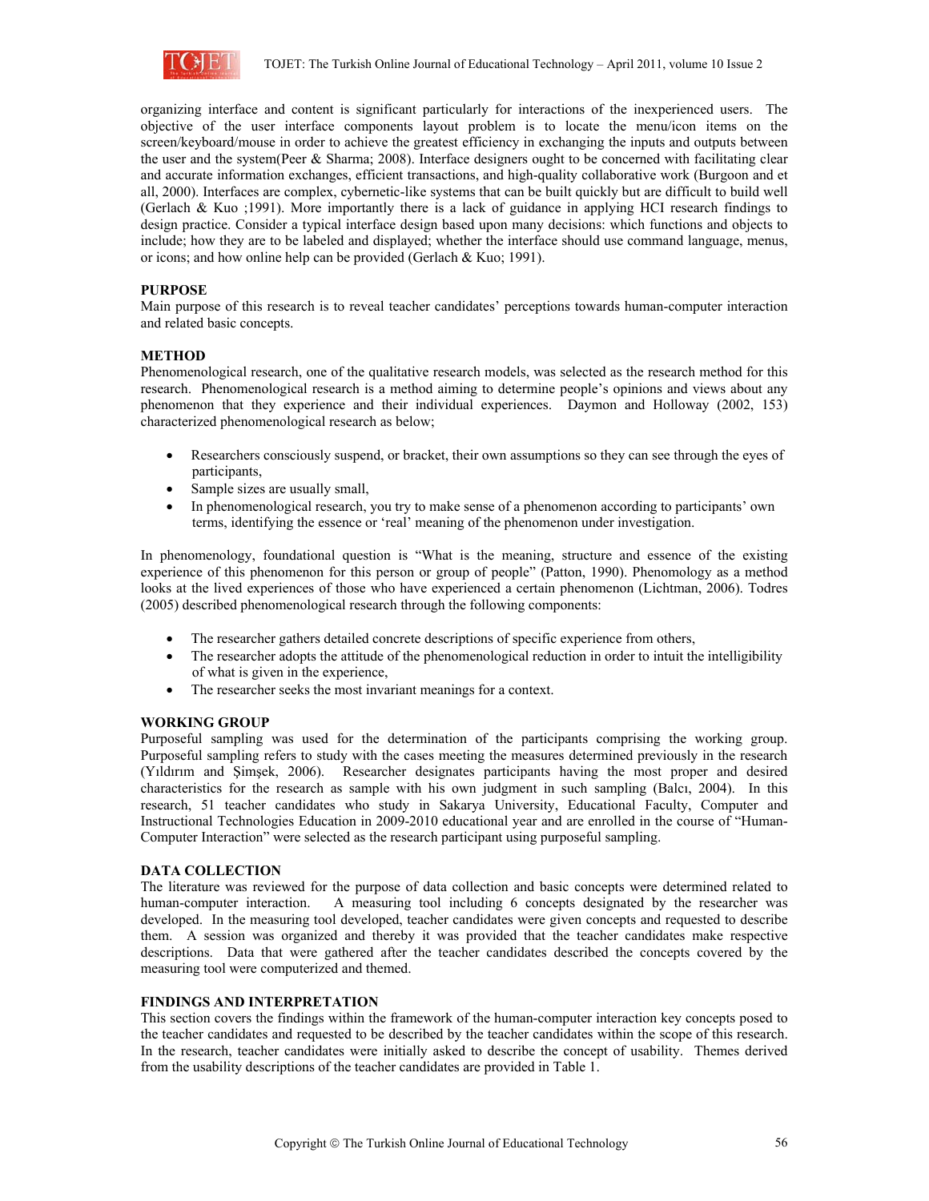organizing interface and content is significant particularly for interactions of the inexperienced users. The objective of the user interface components layout problem is to locate the menu/icon items on the screen/keyboard/mouse in order to achieve the greatest efficiency in exchanging the inputs and outputs between the user and the system(Peer & Sharma; 2008). Interface designers ought to be concerned with facilitating clear and accurate information exchanges, efficient transactions, and high-quality collaborative work (Burgoon and et all, 2000). Interfaces are complex, cybernetic-like systems that can be built quickly but are difficult to build well (Gerlach & Kuo ;1991). More importantly there is a lack of guidance in applying HCI research findings to design practice. Consider a typical interface design based upon many decisions: which functions and objects to include; how they are to be labeled and displayed; whether the interface should use command language, menus, or icons; and how online help can be provided (Gerlach & Kuo; 1991).

## PURPOSE

Main purpose of this research is to reveal teacher candidates' perceptions towards human-computer interaction and related basic concepts.

## METHOD

Phenomenological research, one of the qualitative research models, was selected as the research method for this research. Phenomenological research is a method aiming to determine people's opinions and views about any phenomenon that they experience and their individual experiences. Daymon and Holloway (2002, 153) characterized phenomenological research as below;

- Researchers consciously suspend, or bracket, their own assumptions so they can see through the eyes of participants,
- Sample sizes are usually small,
- In phenomenological research, you try to make sense of a phenomenon according to participants' own terms, identifying the essence or 'real' meaning of the phenomenon under investigation.

In phenomenology, foundational question is "What is the meaning, structure and essence of the existing experience of this phenomenon for this person or group of people" (Patton, 1990). Phenomology as a method looks at the lived experiences of those who have experienced a certain phenomenon (Lichtman, 2006). Todres (2005) described phenomenological research through the following components:

- The researcher gathers detailed concrete descriptions of specific experience from others,
- The researcher adopts the attitude of the phenomenological reduction in order to intuit the intelligibility of what is given in the experience,
- The researcher seeks the most invariant meanings for a context.

## WORKING GROUP

Purposeful sampling was used for the determination of the participants comprising the working group. Purposeful sampling refers to study with the cases meeting the measures determined previously in the research (Yıldırım and Şimşek, 2006). Researcher designates participants having the most proper and desired characteristics for the research as sample with his own judgment in such sampling (Balcı, 2004). In this research, 51 teacher candidates who study in Sakarya University, Educational Faculty, Computer and Instructional Technologies Education in 2009-2010 educational year and are enrolled in the course of "Human-Computer Interaction" were selected as the research participant using purposeful sampling.

## DATA COLLECTION

The literature was reviewed for the purpose of data collection and basic concepts were determined related to human-computer interaction. A measuring tool including 6 concepts designated by the researcher was developed. In the measuring tool developed, teacher candidates were given concepts and requested to describe them. A session was organized and thereby it was provided that the teacher candidates make respective descriptions. Data that were gathered after the teacher candidates described the concepts covered by the measuring tool were computerized and themed.

## FINDINGS AND INTERPRETATION

This section covers the findings within the framework of the human-computer interaction key concepts posed to the teacher candidates and requested to be described by the teacher candidates within the scope of this research. In the research, teacher candidates were initially asked to describe the concept of usability. Themes derived from the usability descriptions of the teacher candidates are provided in Table 1.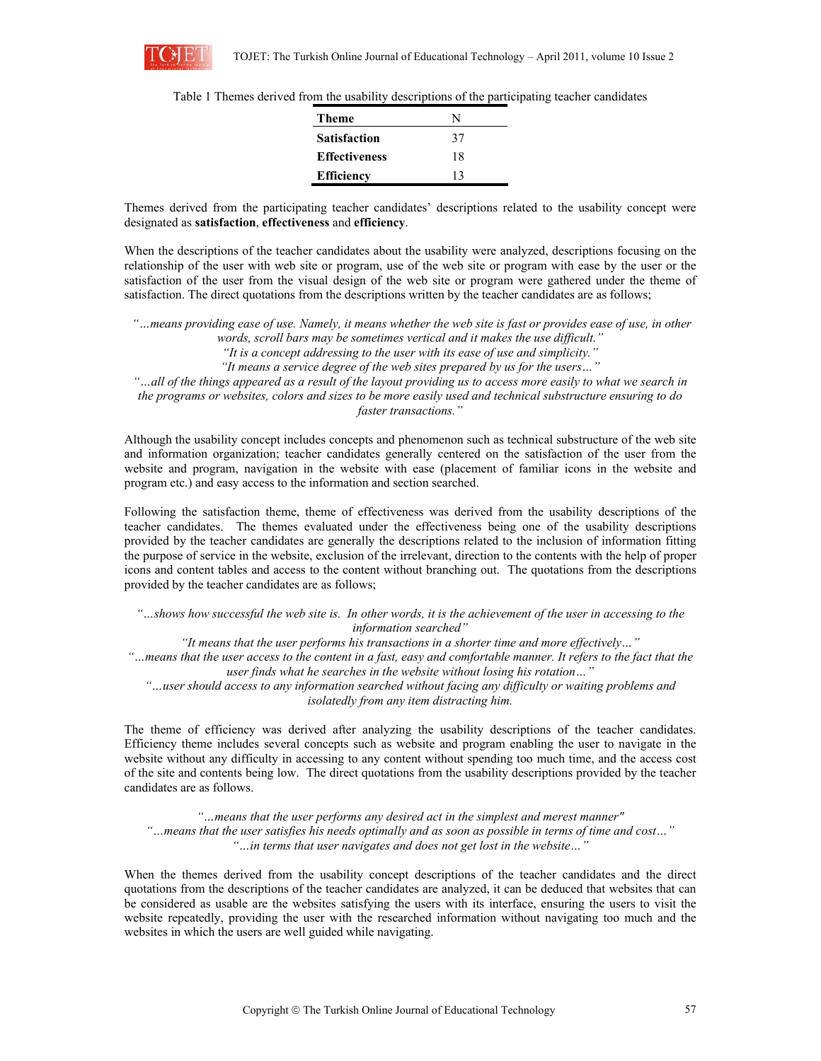Table 1 Themes derived from the usability descriptions of the participating teacher candidates

| Theme | N |
|---|---|
| **Satisfaction** | 37 |
| **Effectiveness** | 18 |
| **Efficiency** | 13 |

Themes derived from the participating teacher candidates' descriptions related to the usability concept were designated as **satisfaction**, **effectiveness** and **efficiency**.

When the descriptions of the teacher candidates about the usability were analyzed, descriptions focusing on the relationship of the user with web site or program, use of the web site or program with ease by the user or the satisfaction of the user from the visual design of the web site or program were gathered under the theme of satisfaction. The direct quotations from the descriptions written by the teacher candidates are as follows;

*"…means providing ease of use. Namely, it means whether the web site is fast or provides ease of use, in other words, scroll bars may be sometimes vertical and it makes the use difficult."*
*"It is a concept addressing to the user with its ease of use and simplicity."*
*"It means a service degree of the web sites prepared by us for the users…"*
*"…all of the things appeared as a result of the layout providing us to access more easily to what we search in the programs or websites, colors and sizes to be more easily used and technical substructure ensuring to do faster transactions."*

Although the usability concept includes concepts and phenomenon such as technical substructure of the web site and information organization; teacher candidates generally centered on the satisfaction of the user from the website and program, navigation in the website with ease (placement of familiar icons in the website and program etc.) and easy access to the information and section searched.

Following the satisfaction theme, theme of effectiveness was derived from the usability descriptions of the teacher candidates. The themes evaluated under the effectiveness being one of the usability descriptions provided by the teacher candidates are generally the descriptions related to the inclusion of information fitting the purpose of service in the website, exclusion of the irrelevant, direction to the contents with the help of proper icons and content tables and access to the content without branching out. The quotations from the descriptions provided by the teacher candidates are as follows;

*"…shows how successful the web site is. In other words, it is the achievement of the user in accessing to the information searched"*
*"It means that the user performs his transactions in a shorter time and more effectively…"*
*"…means that the user access to the content in a fast, easy and comfortable manner. It refers to the fact that the user finds what he searches in the website without losing his rotation…"*
*"…user should access to any information searched without facing any difficulty or waiting problems and isolatedly from any item distracting him.*

The theme of efficiency was derived after analyzing the usability descriptions of the teacher candidates. Efficiency theme includes several concepts such as website and program enabling the user to navigate in the website without any difficulty in accessing to any content without spending too much time, and the access cost of the site and contents being low. The direct quotations from the usability descriptions provided by the teacher candidates are as follows.

*"…means that the user performs any desired act in the simplest and merest manner"*
*"…means that the user satisfies his needs optimally and as soon as possible in terms of time and cost…"*
*"…in terms that user navigates and does not get lost in the website…"*

When the themes derived from the usability concept descriptions of the teacher candidates and the direct quotations from the descriptions of the teacher candidates are analyzed, it can be deduced that websites that can be considered as usable are the websites satisfying the users with its interface, ensuring the users to visit the website repeatedly, providing the user with the researched information without navigating too much and the websites in which the users are well guided while navigating.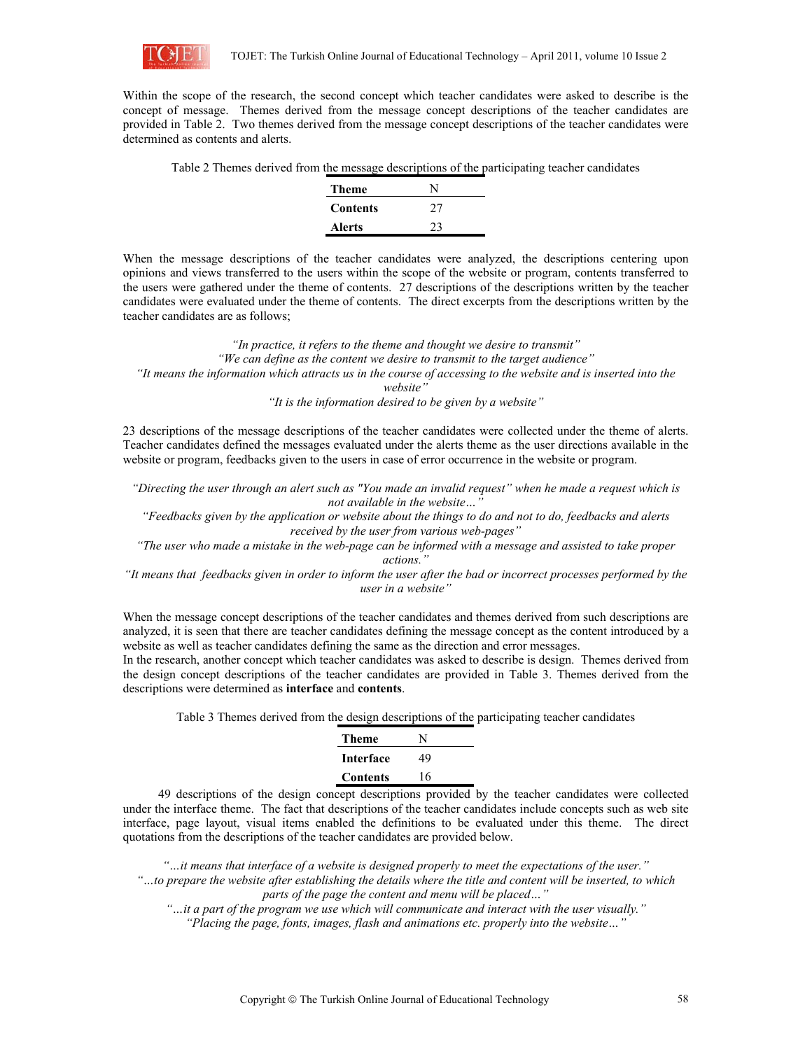Within the scope of the research, the second concept which teacher candidates were asked to describe is the concept of message. Themes derived from the message concept descriptions of the teacher candidates are provided in Table 2. Two themes derived from the message concept descriptions of the teacher candidates were determined as contents and alerts.

Table 2 Themes derived from the message descriptions of the participating teacher candidates

| Theme | N |
|---|---|
| **Contents** | 27 |
| **Alerts** | 23 |

When the message descriptions of the teacher candidates were analyzed, the descriptions centering upon opinions and views transferred to the users within the scope of the website or program, contents transferred to the users were gathered under the theme of contents. 27 descriptions of the descriptions written by the teacher candidates were evaluated under the theme of contents. The direct excerpts from the descriptions written by the teacher candidates are as follows;

*"In practice, it refers to the theme and thought we desire to transmit"*
*"We can define as the content we desire to transmit to the target audience"*
*"It means the information which attracts us in the course of accessing to the website and is inserted into the website"*
*"It is the information desired to be given by a website"*

23 descriptions of the message descriptions of the teacher candidates were collected under the theme of alerts. Teacher candidates defined the messages evaluated under the alerts theme as the user directions available in the website or program, feedbacks given to the users in case of error occurrence in the website or program.

*"Directing the user through an alert such as "You made an invalid request" when he made a request which is not available in the website…"*
*"Feedbacks given by the application or website about the things to do and not to do, feedbacks and alerts received by the user from various web-pages"*
*"The user who made a mistake in the web-page can be informed with a message and assisted to take proper actions."*
*"It means that feedbacks given in order to inform the user after the bad or incorrect processes performed by the user in a website"*

When the message concept descriptions of the teacher candidates and themes derived from such descriptions are analyzed, it is seen that there are teacher candidates defining the message concept as the content introduced by a website as well as teacher candidates defining the same as the direction and error messages.
In the research, another concept which teacher candidates was asked to describe is design. Themes derived from the design concept descriptions of the teacher candidates are provided in Table 3. Themes derived from the descriptions were determined as **interface** and **contents**.

Table 3 Themes derived from the design descriptions of the participating teacher candidates

| Theme | N |
|---|---|
| **Interface** | 49 |
| **Contents** | 16 |

49 descriptions of the design concept descriptions provided by the teacher candidates were collected under the interface theme. The fact that descriptions of the teacher candidates include concepts such as web site interface, page layout, visual items enabled the definitions to be evaluated under this theme. The direct quotations from the descriptions of the teacher candidates are provided below.

*"…it means that interface of a website is designed properly to meet the expectations of the user."*
*"…to prepare the website after establishing the details where the title and content will be inserted, to which parts of the page the content and menu will be placed…"*
*"…it a part of the program we use which will communicate and interact with the user visually."*
*"Placing the page, fonts, images, flash and animations etc. properly into the website…"*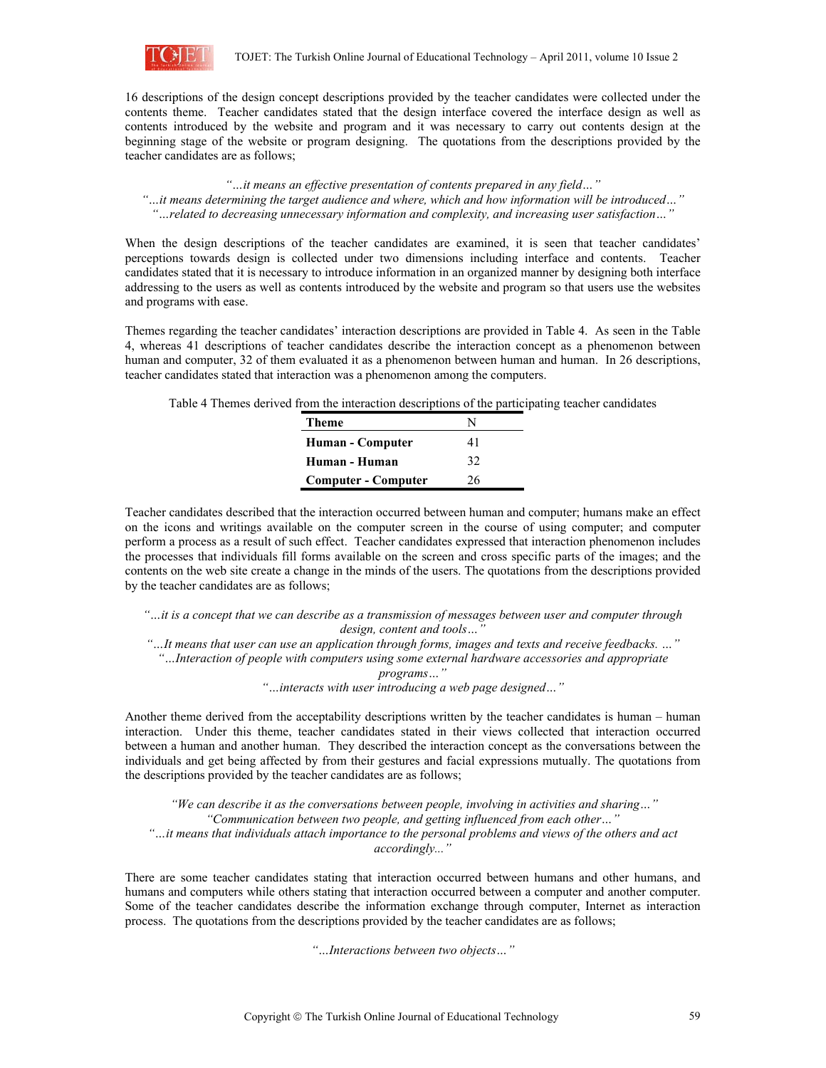16 descriptions of the design concept descriptions provided by the teacher candidates were collected under the contents theme. Teacher candidates stated that the design interface covered the interface design as well as contents introduced by the website and program and it was necessary to carry out contents design at the beginning stage of the website or program designing. The quotations from the descriptions provided by the teacher candidates are as follows;

*"…it means an effective presentation of contents prepared in any field…"*
*"…it means determining the target audience and where, which and how information will be introduced…"*
*"…related to decreasing unnecessary information and complexity, and increasing user satisfaction…"*

When the design descriptions of the teacher candidates are examined, it is seen that teacher candidates' perceptions towards design is collected under two dimensions including interface and contents. Teacher candidates stated that it is necessary to introduce information in an organized manner by designing both interface addressing to the users as well as contents introduced by the website and program so that users use the websites and programs with ease.

Themes regarding the teacher candidates' interaction descriptions are provided in Table 4. As seen in the Table 4, whereas 41 descriptions of teacher candidates describe the interaction concept as a phenomenon between human and computer, 32 of them evaluated it as a phenomenon between human and human. In 26 descriptions, teacher candidates stated that interaction was a phenomenon among the computers.

Table 4 Themes derived from the interaction descriptions of the participating teacher candidates

| Theme | N |
|---|---|
| **Human - Computer** | 41 |
| **Human - Human** | 32 |
| **Computer - Computer** | 26 |

Teacher candidates described that the interaction occurred between human and computer; humans make an effect on the icons and writings available on the computer screen in the course of using computer; and computer perform a process as a result of such effect. Teacher candidates expressed that interaction phenomenon includes the processes that individuals fill forms available on the screen and cross specific parts of the images; and the contents on the web site create a change in the minds of the users. The quotations from the descriptions provided by the teacher candidates are as follows;

*"…it is a concept that we can describe as a transmission of messages between user and computer through design, content and tools…"*
*"…It means that user can use an application through forms, images and texts and receive feedbacks. …"*
*"…Interaction of people with computers using some external hardware accessories and appropriate programs…"*
*"…interacts with user introducing a web page designed…"*

Another theme derived from the acceptability descriptions written by the teacher candidates is human – human interaction. Under this theme, teacher candidates stated in their views collected that interaction occurred between a human and another human. They described the interaction concept as the conversations between the individuals and get being affected by from their gestures and facial expressions mutually. The quotations from the descriptions provided by the teacher candidates are as follows;

*"We can describe it as the conversations between people, involving in activities and sharing…"*
*"Communication between two people, and getting influenced from each other…"*
*"…it means that individuals attach importance to the personal problems and views of the others and act accordingly..."*

There are some teacher candidates stating that interaction occurred between humans and other humans, and humans and computers while others stating that interaction occurred between a computer and another computer. Some of the teacher candidates describe the information exchange through computer, Internet as interaction process. The quotations from the descriptions provided by the teacher candidates are as follows;

*"…Interactions between two objects…"*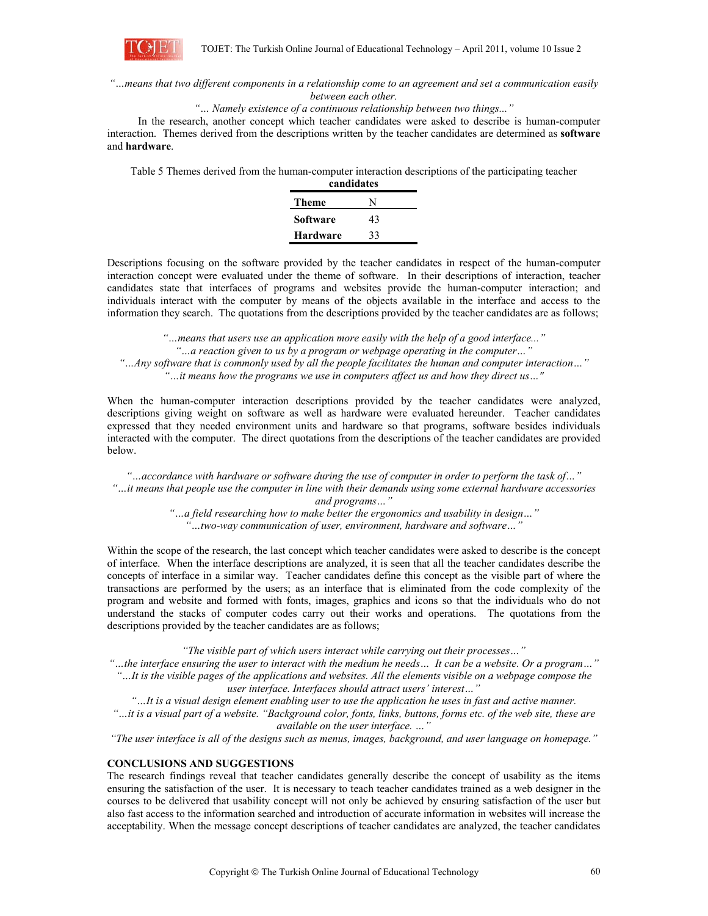*"…means that two different components in a relationship come to an agreement and set a communication easily between each other.*

*"… Namely existence of a continuous relationship between two things..."*

In the research, another concept which teacher candidates were asked to describe is human-computer interaction. Themes derived from the descriptions written by the teacher candidates are determined as **software** and **hardware**.

Table 5 Themes derived from the human-computer interaction descriptions of the participating teacher **candidates**

| **Theme** | N |
|---|---|
| **Software** | 43 |
| **Hardware** | 33 |

Descriptions focusing on the software provided by the teacher candidates in respect of the human-computer interaction concept were evaluated under the theme of software. In their descriptions of interaction, teacher candidates state that interfaces of programs and websites provide the human-computer interaction; and individuals interact with the computer by means of the objects available in the interface and access to the information they search. The quotations from the descriptions provided by the teacher candidates are as follows;

*"…means that users use an application more easily with the help of a good interface..."*

*"…a reaction given to us by a program or webpage operating in the computer…"*

*"…Any software that is commonly used by all the people facilitates the human and computer interaction…"*

*"…it means how the programs we use in computers affect us and how they direct us…"*

When the human-computer interaction descriptions provided by the teacher candidates were analyzed, descriptions giving weight on software as well as hardware were evaluated hereunder. Teacher candidates expressed that they needed environment units and hardware so that programs, software besides individuals interacted with the computer. The direct quotations from the descriptions of the teacher candidates are provided below.

*"…accordance with hardware or software during the use of computer in order to perform the task of…"*

*"…it means that people use the computer in line with their demands using some external hardware accessories and programs…"*

*"…a field researching how to make better the ergonomics and usability in design…"*

*"…two-way communication of user, environment, hardware and software…"*

Within the scope of the research, the last concept which teacher candidates were asked to describe is the concept of interface. When the interface descriptions are analyzed, it is seen that all the teacher candidates describe the concepts of interface in a similar way. Teacher candidates define this concept as the visible part of where the transactions are performed by the users; as an interface that is eliminated from the code complexity of the program and website and formed with fonts, images, graphics and icons so that the individuals who do not understand the stacks of computer codes carry out their works and operations. The quotations from the descriptions provided by the teacher candidates are as follows;

*"The visible part of which users interact while carrying out their processes…"*

*"…the interface ensuring the user to interact with the medium he needs… It can be a website. Or a program…"*

*"…It is the visible pages of the applications and websites. All the elements visible on a webpage compose the user interface. Interfaces should attract users' interest…"*

*"…It is a visual design element enabling user to use the application he uses in fast and active manner.*

*"…it is a visual part of a website. "Background color, fonts, links, buttons, forms etc. of the web site, these are available on the user interface. …"*

*"The user interface is all of the designs such as menus, images, background, and user language on homepage."*

## CONCLUSIONS AND SUGGESTIONS

The research findings reveal that teacher candidates generally describe the concept of usability as the items ensuring the satisfaction of the user. It is necessary to teach teacher candidates trained as a web designer in the courses to be delivered that usability concept will not only be achieved by ensuring satisfaction of the user but also fast access to the information searched and introduction of accurate information in websites will increase the acceptability. When the message concept descriptions of teacher candidates are analyzed, the teacher candidates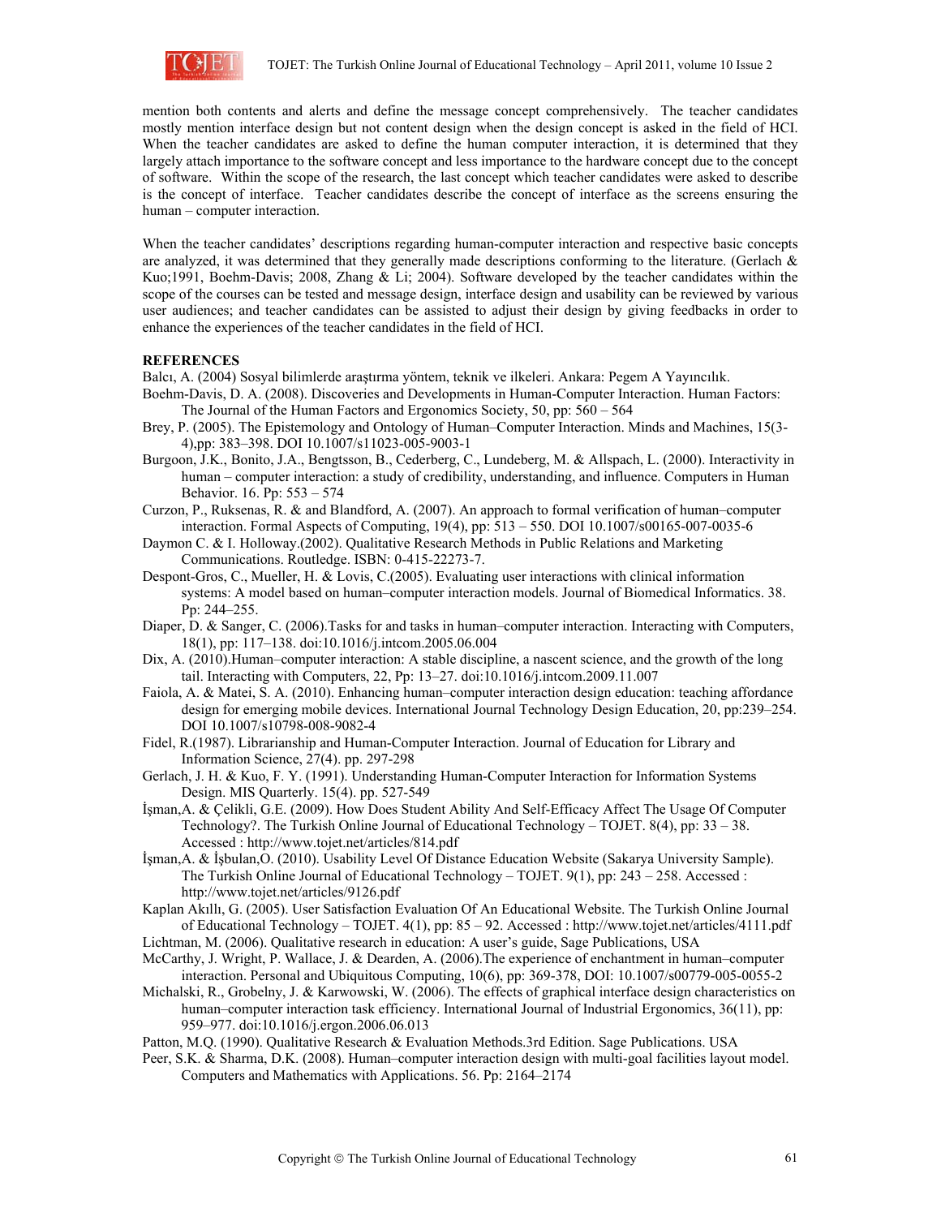mention both contents and alerts and define the message concept comprehensively. The teacher candidates mostly mention interface design but not content design when the design concept is asked in the field of HCI. When the teacher candidates are asked to define the human computer interaction, it is determined that they largely attach importance to the software concept and less importance to the hardware concept due to the concept of software. Within the scope of the research, the last concept which teacher candidates were asked to describe is the concept of interface. Teacher candidates describe the concept of interface as the screens ensuring the human – computer interaction.

When the teacher candidates' descriptions regarding human-computer interaction and respective basic concepts are analyzed, it was determined that they generally made descriptions conforming to the literature. (Gerlach & Kuo;1991, Boehm-Davis; 2008, Zhang & Li; 2004). Software developed by the teacher candidates within the scope of the courses can be tested and message design, interface design and usability can be reviewed by various user audiences; and teacher candidates can be assisted to adjust their design by giving feedbacks in order to enhance the experiences of the teacher candidates in the field of HCI.

**REFERENCES**

Balcı, A. (2004) Sosyal bilimlerde araştırma yöntem, teknik ve ilkeleri. Ankara: Pegem A Yayıncılık.

Boehm-Davis, D. A. (2008). Discoveries and Developments in Human-Computer Interaction. Human Factors: The Journal of the Human Factors and Ergonomics Society, 50, pp: 560 – 564

Brey, P. (2005). The Epistemology and Ontology of Human–Computer Interaction. Minds and Machines, 15(3-4),pp: 383–398. DOI 10.1007/s11023-005-9003-1

Burgoon, J.K., Bonito, J.A., Bengtsson, B., Cederberg, C., Lundeberg, M. & Allspach, L. (2000). Interactivity in human – computer interaction: a study of credibility, understanding, and influence. Computers in Human Behavior. 16. Pp: 553 – 574

Curzon, P., Ruksenas, R. & and Blandford, A. (2007). An approach to formal verification of human–computer interaction. Formal Aspects of Computing, 19(4), pp: 513 – 550. DOI 10.1007/s00165-007-0035-6

Daymon C. & I. Holloway.(2002). Qualitative Research Methods in Public Relations and Marketing Communications. Routledge. ISBN: 0-415-22273-7.

Despont-Gros, C., Mueller, H. & Lovis, C.(2005). Evaluating user interactions with clinical information systems: A model based on human–computer interaction models. Journal of Biomedical Informatics. 38. Pp: 244–255.

Diaper, D. & Sanger, C. (2006).Tasks for and tasks in human–computer interaction. Interacting with Computers, 18(1), pp: 117–138. doi:10.1016/j.intcom.2005.06.004

Dix, A. (2010).Human–computer interaction: A stable discipline, a nascent science, and the growth of the long tail. Interacting with Computers, 22, Pp: 13–27. doi:10.1016/j.intcom.2009.11.007

Faiola, A. & Matei, S. A. (2010). Enhancing human–computer interaction design education: teaching affordance design for emerging mobile devices. International Journal Technology Design Education, 20, pp:239–254. DOI 10.1007/s10798-008-9082-4

Fidel, R.(1987). Librarianship and Human-Computer Interaction. Journal of Education for Library and Information Science, 27(4). pp. 297-298

Gerlach, J. H. & Kuo, F. Y. (1991). Understanding Human-Computer Interaction for Information Systems Design. MIS Quarterly. 15(4). pp. 527-549

İşman,A. & Çelikli, G.E. (2009). How Does Student Ability And Self-Efficacy Affect The Usage Of Computer Technology?. The Turkish Online Journal of Educational Technology – TOJET. 8(4), pp: 33 – 38. Accessed : http://www.tojet.net/articles/814.pdf

İşman,A. & İşbulan,O. (2010). Usability Level Of Distance Education Website (Sakarya University Sample). The Turkish Online Journal of Educational Technology – TOJET. 9(1), pp: 243 – 258. Accessed : http://www.tojet.net/articles/9126.pdf

Kaplan Akıllı, G. (2005). User Satisfaction Evaluation Of An Educational Website. The Turkish Online Journal of Educational Technology – TOJET. 4(1), pp: 85 – 92. Accessed : http://www.tojet.net/articles/4111.pdf

Lichtman, M. (2006). Qualitative research in education: A user's guide, Sage Publications, USA

McCarthy, J. Wright, P. Wallace, J. & Dearden, A. (2006).The experience of enchantment in human–computer interaction. Personal and Ubiquitous Computing, 10(6), pp: 369-378, DOI: 10.1007/s00779-005-0055-2

Michalski, R., Grobelny, J. & Karwowski, W. (2006). The effects of graphical interface design characteristics on human–computer interaction task efficiency. International Journal of Industrial Ergonomics, 36(11), pp: 959–977. doi:10.1016/j.ergon.2006.06.013

Patton, M.Q. (1990). Qualitative Research & Evaluation Methods.3rd Edition. Sage Publications. USA

Peer, S.K. & Sharma, D.K. (2008). Human–computer interaction design with multi-goal facilities layout model. Computers and Mathematics with Applications. 56. Pp: 2164–2174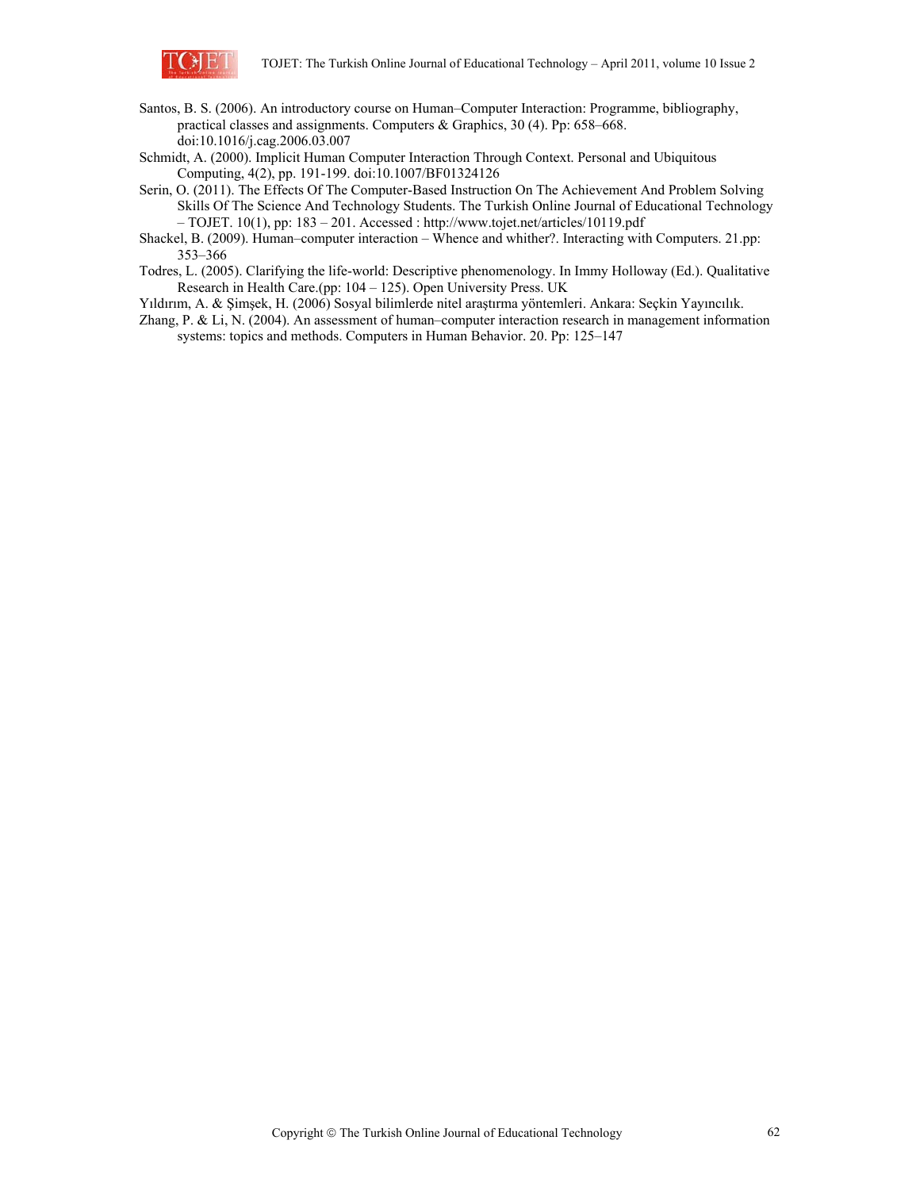Santos, B. S. (2006). An introductory course on Human–Computer Interaction: Programme, bibliography, practical classes and assignments. Computers & Graphics, 30 (4). Pp: 658–668. doi:10.1016/j.cag.2006.03.007

Schmidt, A. (2000). Implicit Human Computer Interaction Through Context. Personal and Ubiquitous Computing, 4(2), pp. 191-199. doi:10.1007/BF01324126

Serin, O. (2011). The Effects Of The Computer-Based Instruction On The Achievement And Problem Solving Skills Of The Science And Technology Students. The Turkish Online Journal of Educational Technology – TOJET. 10(1), pp: 183 – 201. Accessed : http://www.tojet.net/articles/10119.pdf

Shackel, B. (2009). Human–computer interaction – Whence and whither?. Interacting with Computers. 21.pp: 353–366

Todres, L. (2005). Clarifying the life-world: Descriptive phenomenology. In Immy Holloway (Ed.). Qualitative Research in Health Care.(pp: 104 – 125). Open University Press. UK

Yıldırım, A. & Şimşek, H. (2006) Sosyal bilimlerde nitel araştırma yöntemleri. Ankara: Seçkin Yayıncılık.

Zhang, P. & Li, N. (2004). An assessment of human–computer interaction research in management information systems: topics and methods. Computers in Human Behavior. 20. Pp: 125–147